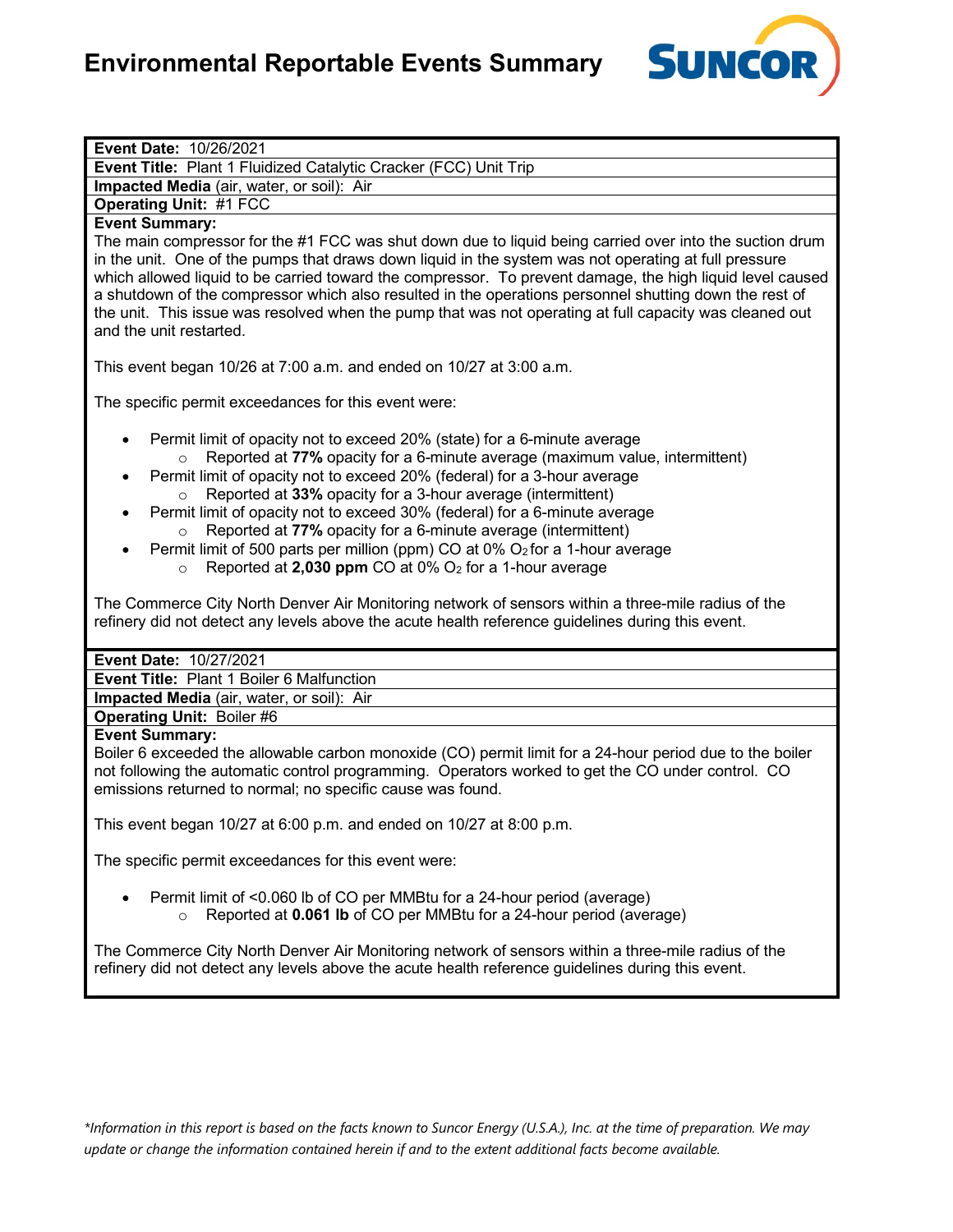# Environmental Reportable Events Summary

SUNCOR

**Event Date:** 10/26/2021

**Event Title:** Plant 1 Fluidized Catalytic Cracker (FCC) Unit Trip

**Impacted Media** (air, water, or soil): Air

**Operating Unit:** #1 FCC

**Event Summary:**

The main compressor for the #1 FCC was shut down due to liquid being carried over into the suction drum in the unit. One of the pumps that draws down liquid in the system was not operating at full pressure which allowed liquid to be carried toward the compressor. To prevent damage, the high liquid level caused a shutdown of the compressor which also resulted in the operations personnel shutting down the rest of the unit. This issue was resolved when the pump that was not operating at full capacity was cleaned out and the unit restarted.

This event began 10/26 at 7:00 a.m. and ended on 10/27 at 3:00 a.m.

The specific permit exceedances for this event were:

- Permit limit of opacity not to exceed 20% (state) for a 6-minute average
  - Reported at **77%** opacity for a 6-minute average (maximum value, intermittent)
- Permit limit of opacity not to exceed 20% (federal) for a 3-hour average
  - Reported at **33%** opacity for a 3-hour average (intermittent)
- Permit limit of opacity not to exceed 30% (federal) for a 6-minute average
  - Reported at **77%** opacity for a 6-minute average (intermittent)
- Permit limit of 500 parts per million (ppm) CO at 0% $O_2$ for a 1-hour average
  - Reported at **2,030 ppm** CO at 0% $O_2$ for a 1-hour average

The Commerce City North Denver Air Monitoring network of sensors within a three-mile radius of the refinery did not detect any levels above the acute health reference guidelines during this event.

**Event Date:** 10/27/2021

**Event Title:** Plant 1 Boiler 6 Malfunction

**Impacted Media** (air, water, or soil): Air

**Operating Unit:** Boiler #6

**Event Summary:**

Boiler 6 exceeded the allowable carbon monoxide (CO) permit limit for a 24-hour period due to the boiler not following the automatic control programming. Operators worked to get the CO under control. CO emissions returned to normal; no specific cause was found.

This event began 10/27 at 6:00 p.m. and ended on 10/27 at 8:00 p.m.

The specific permit exceedances for this event were:

- Permit limit of <0.060 lb of CO per MMBtu for a 24-hour period (average)
  - Reported at **0.061 lb** of CO per MMBtu for a 24-hour period (average)

The Commerce City North Denver Air Monitoring network of sensors within a three-mile radius of the refinery did not detect any levels above the acute health reference guidelines during this event.

*\*Information in this report is based on the facts known to Suncor Energy (U.S.A.), Inc. at the time of preparation. We may update or change the information contained herein if and to the extent additional facts become available.*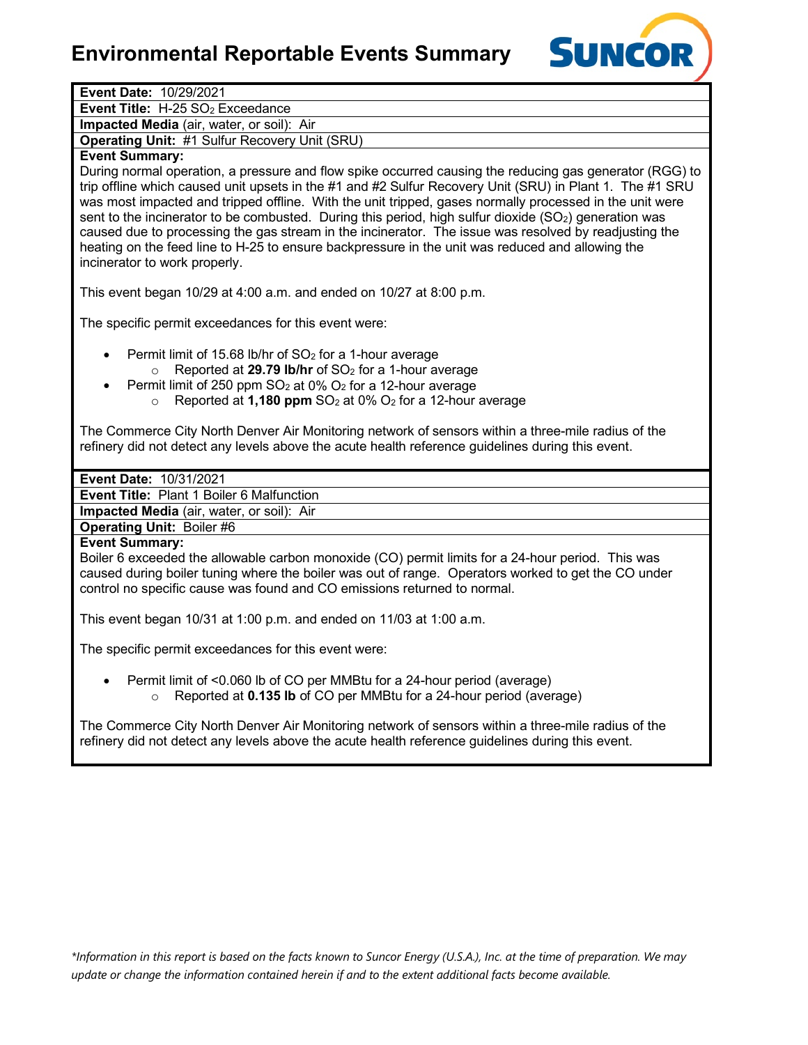# Environmental Reportable Events Summary

**Event Date:** 10/29/2021

**Event Title:** H-25 $SO_2$ Exceedance

**Impacted Media** (air, water, or soil): Air

**Operating Unit:** #1 Sulfur Recovery Unit (SRU)

**Event Summary:**

During normal operation, a pressure and flow spike occurred causing the reducing gas generator (RGG) to trip offline which caused unit upsets in the #1 and #2 Sulfur Recovery Unit (SRU) in Plant 1. The #1 SRU was most impacted and tripped offline. With the unit tripped, gases normally processed in the unit were sent to the incinerator to be combusted. During this period, high sulfur dioxide ($SO_2$) generation was caused due to processing the gas stream in the incinerator. The issue was resolved by readjusting the heating on the feed line to H-25 to ensure backpressure in the unit was reduced and allowing the incinerator to work properly.

This event began 10/29 at 4:00 a.m. and ended on 10/27 at 8:00 p.m.

The specific permit exceedances for this event were:

- Permit limit of 15.68 lb/hr of $SO_2$ for a 1-hour average
  - Reported at **29.79 lb/hr** of $SO_2$ for a 1-hour average
- Permit limit of 250 ppm $SO_2$ at 0% $O_2$ for a 12-hour average
  - Reported at **1,180 ppm** $SO_2$ at 0% $O_2$ for a 12-hour average

The Commerce City North Denver Air Monitoring network of sensors within a three-mile radius of the refinery did not detect any levels above the acute health reference guidelines during this event.

**Event Date:** 10/31/2021

**Event Title:** Plant 1 Boiler 6 Malfunction

**Impacted Media** (air, water, or soil): Air

**Operating Unit:** Boiler #6

**Event Summary:**

Boiler 6 exceeded the allowable carbon monoxide (CO) permit limits for a 24-hour period. This was caused during boiler tuning where the boiler was out of range. Operators worked to get the CO under control no specific cause was found and CO emissions returned to normal.

This event began 10/31 at 1:00 p.m. and ended on 11/03 at 1:00 a.m.

The specific permit exceedances for this event were:

- Permit limit of <0.060 lb of CO per MMBtu for a 24-hour period (average)
  - Reported at **0.135 lb** of CO per MMBtu for a 24-hour period (average)

The Commerce City North Denver Air Monitoring network of sensors within a three-mile radius of the refinery did not detect any levels above the acute health reference guidelines during this event.

*\*Information in this report is based on the facts known to Suncor Energy (U.S.A.), Inc. at the time of preparation. We may update or change the information contained herein if and to the extent additional facts become available.*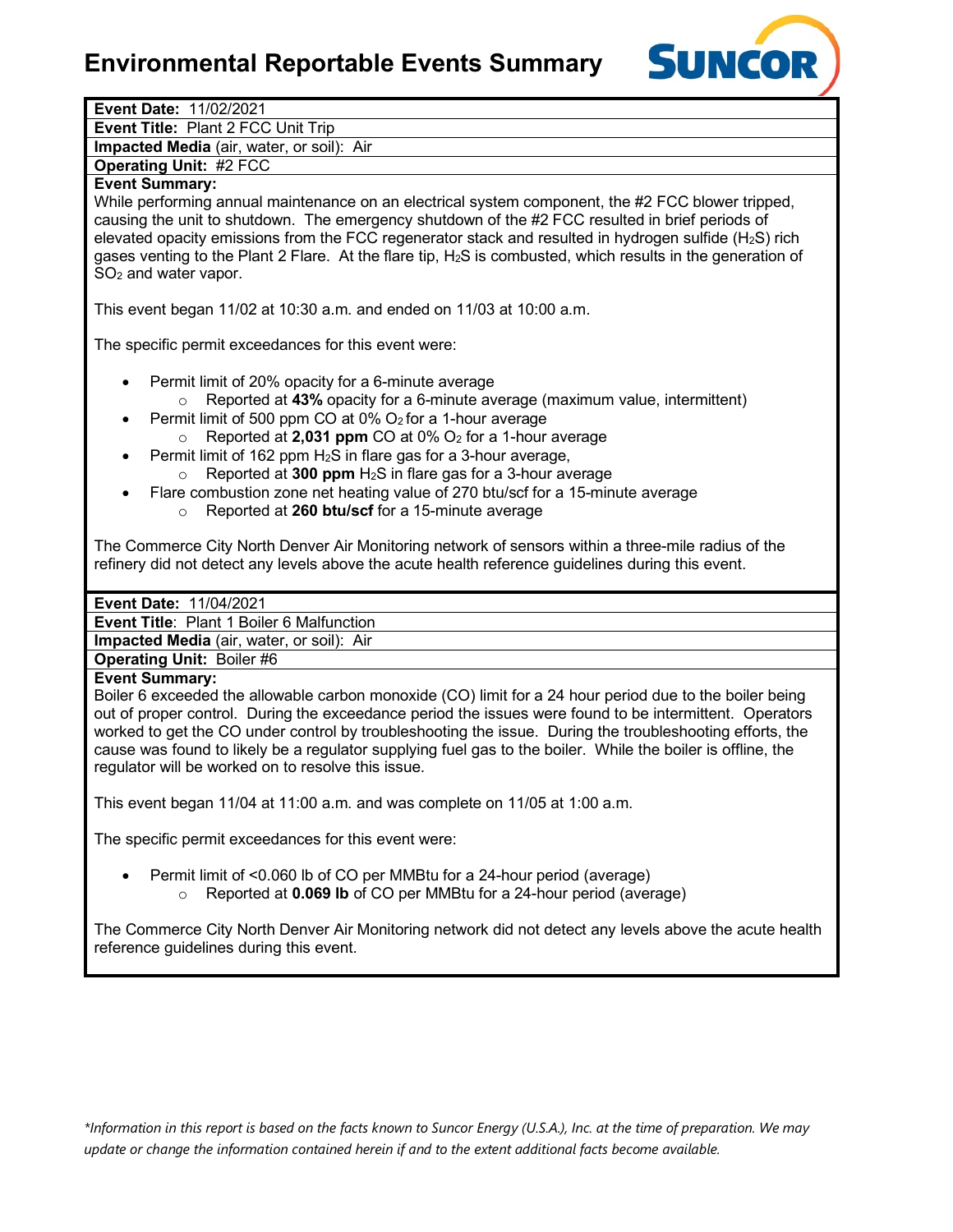# Environmental Reportable Events Summary

**Event Date:** 11/02/2021

**Event Title:** Plant 2 FCC Unit Trip

**Impacted Media** (air, water, or soil): Air

**Operating Unit:** #2 FCC

**Event Summary:**

While performing annual maintenance on an electrical system component, the #2 FCC blower tripped, causing the unit to shutdown. The emergency shutdown of the #2 FCC resulted in brief periods of elevated opacity emissions from the FCC regenerator stack and resulted in hydrogen sulfide ($H_2S$) rich gases venting to the Plant 2 Flare. At the flare tip, $H_2S$ is combusted, which results in the generation of $SO_2$ and water vapor.

This event began 11/02 at 10:30 a.m. and ended on 11/03 at 10:00 a.m.

The specific permit exceedances for this event were:

- Permit limit of 20% opacity for a 6-minute average
  - Reported at **43%** opacity for a 6-minute average (maximum value, intermittent)
- Permit limit of 500 ppm CO at 0% $O_2$ for a 1-hour average
  - Reported at **2,031 ppm** CO at 0% $O_2$ for a 1-hour average
- Permit limit of 162 ppm $H_2S$ in flare gas for a 3-hour average,
  - Reported at **300 ppm** $H_2S$ in flare gas for a 3-hour average
- Flare combustion zone net heating value of 270 btu/scf for a 15-minute average
  - Reported at **260 btu/scf** for a 15-minute average

The Commerce City North Denver Air Monitoring network of sensors within a three-mile radius of the refinery did not detect any levels above the acute health reference guidelines during this event.

**Event Date:** 11/04/2021

**Event Title**: Plant 1 Boiler 6 Malfunction

**Impacted Media** (air, water, or soil): Air

**Operating Unit:** Boiler #6

**Event Summary:**

Boiler 6 exceeded the allowable carbon monoxide (CO) limit for a 24 hour period due to the boiler being out of proper control. During the exceedance period the issues were found to be intermittent. Operators worked to get the CO under control by troubleshooting the issue. During the troubleshooting efforts, the cause was found to likely be a regulator supplying fuel gas to the boiler. While the boiler is offline, the regulator will be worked on to resolve this issue.

This event began 11/04 at 11:00 a.m. and was complete on 11/05 at 1:00 a.m.

The specific permit exceedances for this event were:

- Permit limit of <0.060 lb of CO per MMBtu for a 24-hour period (average)
  - Reported at **0.069 lb** of CO per MMBtu for a 24-hour period (average)

The Commerce City North Denver Air Monitoring network did not detect any levels above the acute health reference guidelines during this event.

*\*Information in this report is based on the facts known to Suncor Energy (U.S.A.), Inc. at the time of preparation. We may update or change the information contained herein if and to the extent additional facts become available.*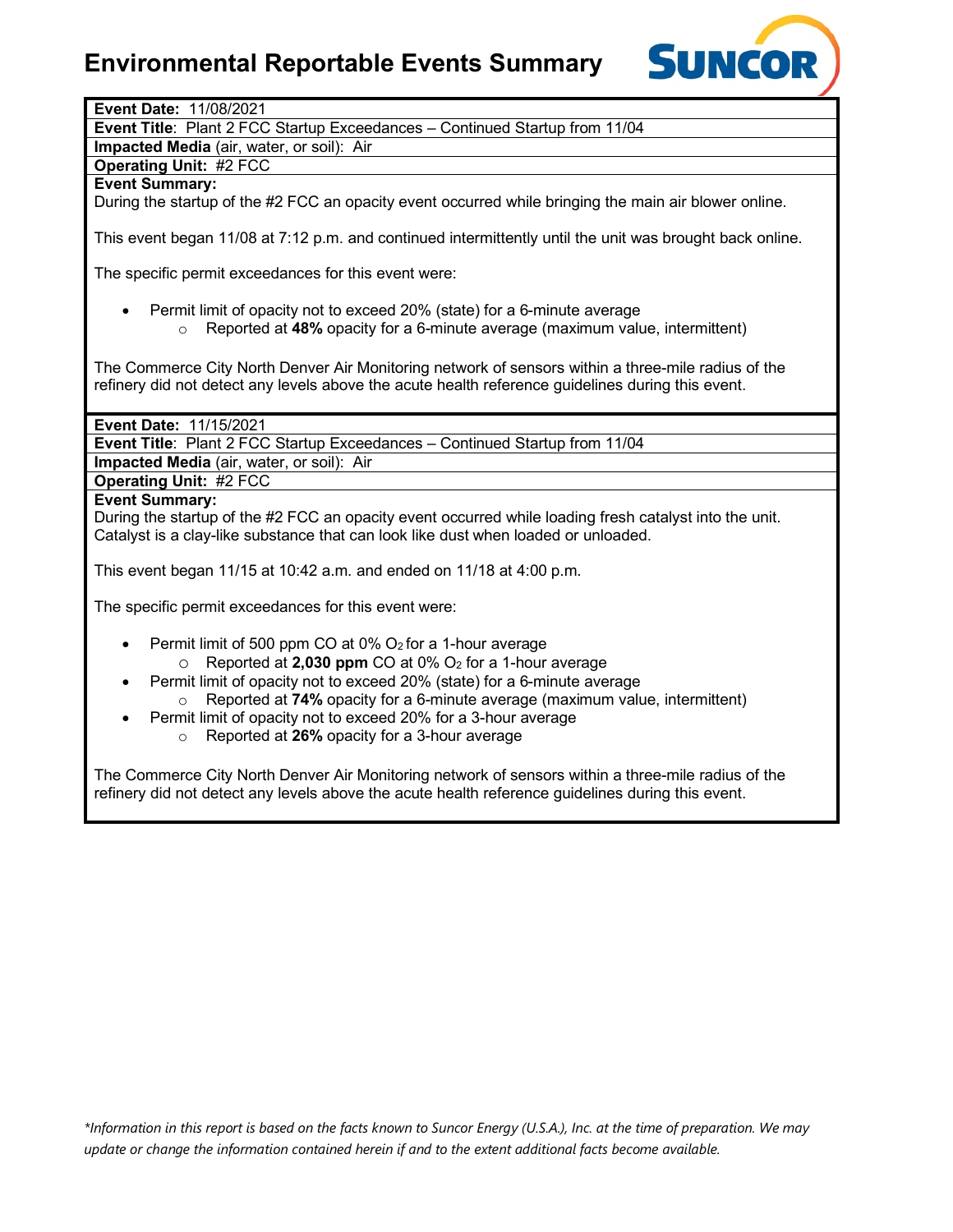# Environmental Reportable Events Summary

**Event Date:** 11/08/2021

**Event Title**: Plant 2 FCC Startup Exceedances – Continued Startup from 11/04

**Impacted Media** (air, water, or soil): Air

**Operating Unit:** #2 FCC

**Event Summary:**

During the startup of the #2 FCC an opacity event occurred while bringing the main air blower online.

This event began 11/08 at 7:12 p.m. and continued intermittently until the unit was brought back online.

The specific permit exceedances for this event were:

- Permit limit of opacity not to exceed 20% (state) for a 6-minute average
  - Reported at **48%** opacity for a 6-minute average (maximum value, intermittent)

The Commerce City North Denver Air Monitoring network of sensors within a three-mile radius of the refinery did not detect any levels above the acute health reference guidelines during this event.

**Event Date:** 11/15/2021

**Event Title**: Plant 2 FCC Startup Exceedances – Continued Startup from 11/04

**Impacted Media** (air, water, or soil): Air

**Operating Unit:** #2 FCC

**Event Summary:**

During the startup of the #2 FCC an opacity event occurred while loading fresh catalyst into the unit. Catalyst is a clay-like substance that can look like dust when loaded or unloaded.

This event began 11/15 at 10:42 a.m. and ended on 11/18 at 4:00 p.m.

The specific permit exceedances for this event were:

- Permit limit of 500 ppm CO at 0% $O_2$ for a 1-hour average
  - Reported at **2,030 ppm** CO at 0% $O_2$ for a 1-hour average
- Permit limit of opacity not to exceed 20% (state) for a 6-minute average
  - Reported at **74%** opacity for a 6-minute average (maximum value, intermittent)
- Permit limit of opacity not to exceed 20% for a 3-hour average
  - Reported at **26%** opacity for a 3-hour average

The Commerce City North Denver Air Monitoring network of sensors within a three-mile radius of the refinery did not detect any levels above the acute health reference guidelines during this event.

*\*Information in this report is based on the facts known to Suncor Energy (U.S.A.), Inc. at the time of preparation. We may update or change the information contained herein if and to the extent additional facts become available.*